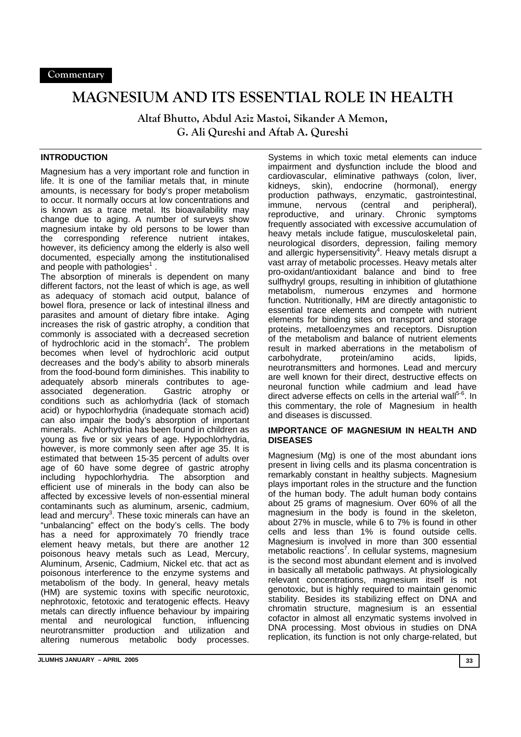Commentary

# MAGNESIUM AND ITS ESSENTIAL ROLE IN HEALTH

**Altaf Bhutto, Abdul Aziz Mastoi, Sikander A Memon, G. Ali Qureshi and Aftab A. Qureshi**

## INTRODUCTION

Magnesium has a very important role and function in life. It is one of the familiar metals that, in minute amounts, is necessary for body's proper metabolism to occur. It normally occurs at low concentrations and is known as a trace metal. Its bioavailability may change due to aging. A number of surveys show magnesium intake by old persons to be lower than the corresponding reference nutrient intakes, however, its deficiency among the elderly is also well documented, especially among the institutionalised and people with pathologies[1] .

The absorption of minerals is dependent on many different factors, not the least of which is age, as well as adequacy of stomach acid output, balance of bowel flora, presence or lack of intestinal illness and parasites and amount of dietary fibre intake. Aging increases the risk of gastric atrophy, a condition that commonly is associated with a decreased secretion of hydrochloric acid in the stomach[2]**.** The problem becomes when level of hydrochloric acid output decreases and the body's ability to absorb minerals from the food-bound form diminishes. This inability to adequately absorb minerals contributes to age-associated degeneration. Gastric atrophy or conditions such as achlorhydria (lack of stomach acid) or hypochlorhydria (inadequate stomach acid) can also impair the body's absorption of important minerals. Achlorhydria has been found in children as young as five or six years of age. Hypochlorhydria, however, is more commonly seen after age 35. It is estimated that between 15-35 percent of adults over age of 60 have some degree of gastric atrophy including hypochlorhydria. The absorption and efficient use of minerals in the body can also be affected by excessive levels of non-essential mineral contaminants such as aluminum, arsenic, cadmium, lead and mercury[3]. These toxic minerals can have an "unbalancing" effect on the body's cells. The body has a need for approximately 70 friendly trace element heavy metals, but there are another 12 poisonous heavy metals such as Lead, Mercury, Aluminum, Arsenic, Cadmium, Nickel etc. that act as poisonous interference to the enzyme systems and metabolism of the body. In general, heavy metals (HM) are systemic toxins with specific neurotoxic, nephrotoxic, fetotoxic and teratogenic effects. Heavy metals can directly influence behaviour by impairing mental and neurological function, influencing neurotransmitter production and utilization and altering numerous metabolic body processes. Systems in which toxic metal elements can induce impairment and dysfunction include the blood and cardiovascular, eliminative pathways (colon, liver, kidneys, skin), endocrine (hormonal), energy production pathways, enzymatic, gastrointestinal, immune, nervous (central and peripheral), reproductive, and urinary. Chronic symptoms frequently associated with excessive accumulation of heavy metals include fatigue, musculoskeletal pain, neurological disorders, depression, failing memory and allergic hypersensitivity[4]. Heavy metals disrupt a vast array of metabolic processes. Heavy metals alter pro-oxidant/antioxidant balance and bind to free sulfhydryl groups, resulting in inhibition of glutathione metabolism, numerous enzymes and hormone function. Nutritionally, HM are directly antagonistic to essential trace elements and compete with nutrient elements for binding sites on transport and storage proteins, metalloenzymes and receptors. Disruption of the metabolism and balance of nutrient elements result in marked aberrations in the metabolism of carbohydrate, protein/amino acids, lipids, neurotransmitters and hormones. Lead and mercury are well known for their direct, destructive effects on neuronal function while cadmium and lead have direct adverse effects on cells in the arterial wall[5-6]. In this commentary, the role of Magnesium in health and diseases is discussed.

## IMPORTANCE OF MAGNESIUM IN HEALTH AND DISEASES

Magnesium (Mg) is one of the most abundant ions present in living cells and its plasma concentration is remarkably constant in healthy subjects. Magnesium plays important roles in the structure and the function of the human body. The adult human body contains about 25 grams of magnesium. Over 60% of all the magnesium in the body is found in the skeleton, about 27% in muscle, while 6 to 7% is found in other cells and less than 1% is found outside cells. Magnesium is involved in more than 300 essential metabolic reactions[7]. In cellular systems, magnesium is the second most abundant element and is involved in basically all metabolic pathways. At physiologically relevant concentrations, magnesium itself is not genotoxic, but is highly required to maintain genomic stability. Besides its stabilizing effect on DNA and chromatin structure, magnesium is an essential cofactor in almost all enzymatic systems involved in DNA processing. Most obvious in studies on DNA replication, its function is not only charge-related, but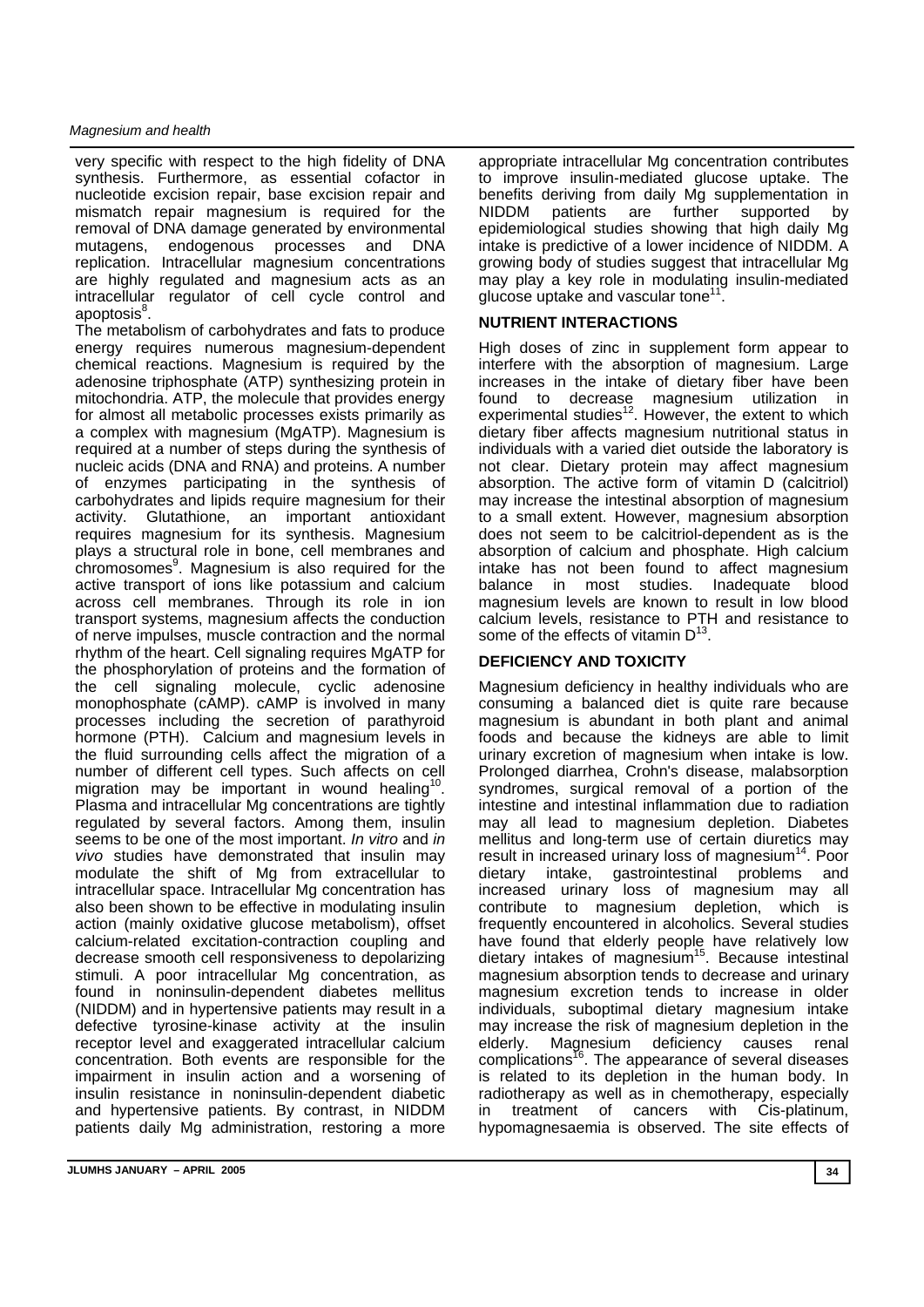very specific with respect to the high fidelity of DNA synthesis. Furthermore, as essential cofactor in nucleotide excision repair, base excision repair and mismatch repair magnesium is required for the removal of DNA damage generated by environmental mutagens, endogenous processes and DNA replication. Intracellular magnesium concentrations are highly regulated and magnesium acts as an intracellular regulator of cell cycle control and apoptosis[8].

The metabolism of carbohydrates and fats to produce energy requires numerous magnesium-dependent chemical reactions. Magnesium is required by the adenosine triphosphate (ATP) synthesizing protein in mitochondria. ATP, the molecule that provides energy for almost all metabolic processes exists primarily as a complex with magnesium (MgATP). Magnesium is required at a number of steps during the synthesis of nucleic acids (DNA and RNA) and proteins. A number of enzymes participating in the synthesis of carbohydrates and lipids require magnesium for their activity. Glutathione, an important antioxidant requires magnesium for its synthesis. Magnesium plays a structural role in bone, cell membranes and chromosomes[9]. Magnesium is also required for the active transport of ions like potassium and calcium across cell membranes. Through its role in ion transport systems, magnesium affects the conduction of nerve impulses, muscle contraction and the normal rhythm of the heart. Cell signaling requires MgATP for the phosphorylation of proteins and the formation of the cell signaling molecule, cyclic adenosine monophosphate (cAMP). cAMP is involved in many processes including the secretion of parathyroid hormone (PTH). Calcium and magnesium levels in the fluid surrounding cells affect the migration of a number of different cell types. Such affects on cell migration may be important in wound healing[10].

Plasma and intracellular Mg concentrations are tightly regulated by several factors. Among them, insulin seems to be one of the most important. *In vitro* and *in vivo* studies have demonstrated that insulin may modulate the shift of Mg from extracellular to intracellular space. Intracellular Mg concentration has also been shown to be effective in modulating insulin action (mainly oxidative glucose metabolism), offset calcium-related excitation-contraction coupling and decrease smooth cell responsiveness to depolarizing stimuli. A poor intracellular Mg concentration, as found in noninsulin-dependent diabetes mellitus (NIDDM) and in hypertensive patients may result in a defective tyrosine-kinase activity at the insulin receptor level and exaggerated intracellular calcium concentration. Both events are responsible for the impairment in insulin action and a worsening of insulin resistance in noninsulin-dependent diabetic and hypertensive patients. By contrast, in NIDDM patients daily Mg administration, restoring a more appropriate intracellular Mg concentration contributes to improve insulin-mediated glucose uptake. The benefits deriving from daily Mg supplementation in NIDDM patients are further supported by epidemiological studies showing that high daily Mg intake is predictive of a lower incidence of NIDDM. A growing body of studies suggest that intracellular Mg may play a key role in modulating insulin-mediated glucose uptake and vascular tone[11].

## NUTRIENT INTERACTIONS

High doses of zinc in supplement form appear to interfere with the absorption of magnesium. Large increases in the intake of dietary fiber have been found to decrease magnesium utilization in experimental studies[12]. However, the extent to which dietary fiber affects magnesium nutritional status in individuals with a varied diet outside the laboratory is not clear. Dietary protein may affect magnesium absorption. The active form of vitamin D (calcitriol) may increase the intestinal absorption of magnesium to a small extent. However, magnesium absorption does not seem to be calcitriol-dependent as is the absorption of calcium and phosphate. High calcium intake has not been found to affect magnesium balance in most studies. Inadequate blood magnesium levels are known to result in low blood calcium levels, resistance to PTH and resistance to some of the effects of vitamin D[13].

## DEFICIENCY AND TOXICITY

Magnesium deficiency in healthy individuals who are consuming a balanced diet is quite rare because magnesium is abundant in both plant and animal foods and because the kidneys are able to limit urinary excretion of magnesium when intake is low. Prolonged diarrhea, Crohn's disease, malabsorption syndromes, surgical removal of a portion of the intestine and intestinal inflammation due to radiation may all lead to magnesium depletion. Diabetes mellitus and long-term use of certain diuretics may result in increased urinary loss of magnesium[14]. Poor dietary intake, gastrointestinal problems and increased urinary loss of magnesium may all contribute to magnesium depletion, which is frequently encountered in alcoholics. Several studies have found that elderly people have relatively low dietary intakes of magnesium[15]. Because intestinal magnesium absorption tends to decrease and urinary magnesium excretion tends to increase in older individuals, suboptimal dietary magnesium intake may increase the risk of magnesium depletion in the elderly. Magnesium deficiency causes renal complications[16]. The appearance of several diseases is related to its depletion in the human body. In radiotherapy as well as in chemotherapy, especially in treatment of cancers with Cis-platinum, hypomagnesaemia is observed. The site effects of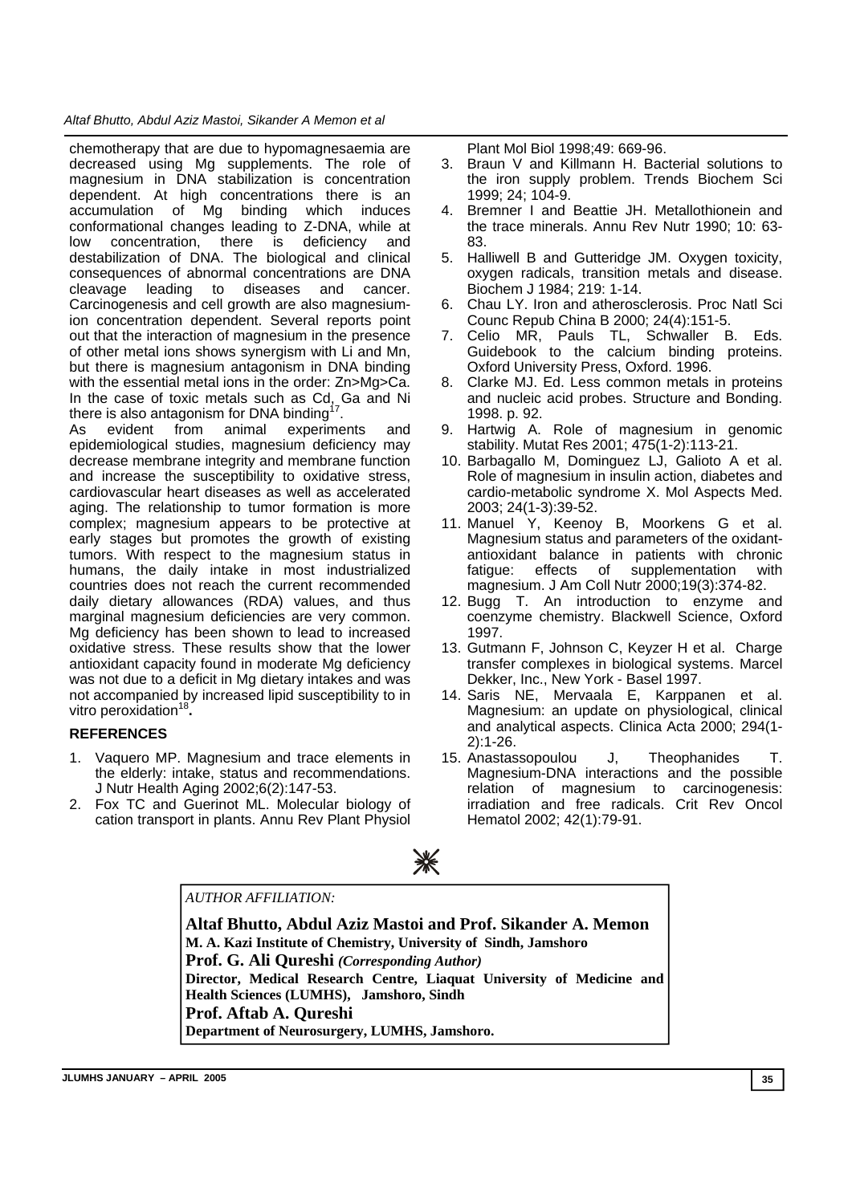chemotherapy that are due to hypomagnesaemia are decreased using Mg supplements. The role of magnesium in DNA stabilization is concentration dependent. At high concentrations there is an accumulation of Mg binding which induces conformational changes leading to Z-DNA, while at low concentration, there is deficiency and destabilization of DNA. The biological and clinical consequences of abnormal concentrations are DNA cleavage leading to diseases and cancer. Carcinogenesis and cell growth are also magnesium-ion concentration dependent. Several reports point out that the interaction of magnesium in the presence of other metal ions shows synergism with Li and Mn, but there is magnesium antagonism in DNA binding with the essential metal ions in the order: Zn>Mg>Ca. In the case of toxic metals such as Cd, Ga and Ni there is also antagonism for DNA binding[17].

As evident from animal experiments and epidemiological studies, magnesium deficiency may decrease membrane integrity and membrane function and increase the susceptibility to oxidative stress, cardiovascular heart diseases as well as accelerated aging. The relationship to tumor formation is more complex; magnesium appears to be protective at early stages but promotes the growth of existing tumors. With respect to the magnesium status in humans, the daily intake in most industrialized countries does not reach the current recommended daily dietary allowances (RDA) values, and thus marginal magnesium deficiencies are very common. Mg deficiency has been shown to lead to increased oxidative stress. These results show that the lower antioxidant capacity found in moderate Mg deficiency was not due to a deficit in Mg dietary intakes and was not accompanied by increased lipid susceptibility to in vitro peroxidation[18].

## REFERENCES

1. Vaquero MP. Magnesium and trace elements in the elderly: intake, status and recommendations. J Nutr Health Aging 2002;6(2):147-53.
2. Fox TC and Guerinot ML. Molecular biology of cation transport in plants. Annu Rev Plant Physiol Plant Mol Biol 1998;49: 669-96.
3. Braun V and Killmann H. Bacterial solutions to the iron supply problem. Trends Biochem Sci 1999; 24; 104-9.
4. Bremner I and Beattie JH. Metallothionein and the trace minerals. Annu Rev Nutr 1990; 10: 63-83.
5. Halliwell B and Gutteridge JM. Oxygen toxicity, oxygen radicals, transition metals and disease. Biochem J 1984; 219: 1-14.
6. Chau LY. Iron and atherosclerosis. Proc Natl Sci Counc Repub China B 2000; 24(4):151-5.
7. Celio MR, Pauls TL, Schwaller B. Eds. Guidebook to the calcium binding proteins. Oxford University Press, Oxford. 1996.
8. Clarke MJ. Ed. Less common metals in proteins and nucleic acid probes. Structure and Bonding. 1998. p. 92.
9. Hartwig A. Role of magnesium in genomic stability. Mutat Res 2001; 475(1-2):113-21.
10. Barbagallo M, Dominguez LJ, Galioto A et al. Role of magnesium in insulin action, diabetes and cardio-metabolic syndrome X. Mol Aspects Med. 2003; 24(1-3):39-52.
11. Manuel Y, Keenoy B, Moorkens G et al. Magnesium status and parameters of the oxidant-antioxidant balance in patients with chronic fatigue: effects of supplementation with magnesium. J Am Coll Nutr 2000;19(3):374-82.
12. Bugg T. An introduction to enzyme and coenzyme chemistry. Blackwell Science, Oxford 1997.
13. Gutmann F, Johnson C, Keyzer H et al. Charge transfer complexes in biological systems. Marcel Dekker, Inc., New York - Basel 1997.
14. Saris NE, Mervaala E, Karppanen et al. Magnesium: an update on physiological, clinical and analytical aspects. Clinica Acta 2000; 294(1-2):1-26.
15. Anastassopoulou J, Theophanides T. Magnesium-DNA interactions and the possible relation of magnesium to carcinogenesis: irradiation and free radicals. Crit Rev Oncol Hematol 2002; 42(1):79-91.

*AUTHOR AFFILIATION:*

**Altaf Bhutto, Abdul Aziz Mastoi and Prof. Sikander A. Memon**
**M. A. Kazi Institute of Chemistry, University of Sindh, Jamshoro**

**Prof. G. Ali Qureshi** ***(Corresponding Author)***
**Director, Medical Research Centre, Liaquat University of Medicine and Health Sciences (LUMHS), Jamshoro, Sindh**

**Prof. Aftab A. Qureshi**
**Department of Neurosurgery, LUMHS, Jamshoro.**